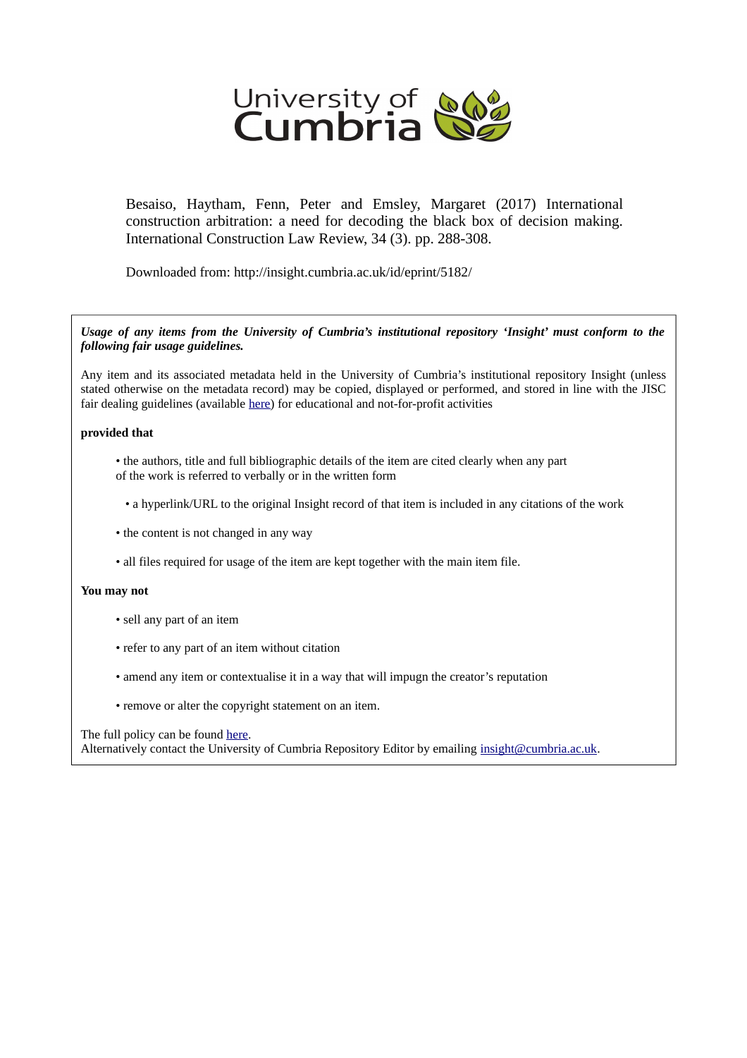University of Cumbria

Besaiso, Haytham, Fenn, Peter and Emsley, Margaret (2017) International construction arbitration: a need for decoding the black box of decision making. International Construction Law Review, 34 (3). pp. 288-308.

Downloaded from: http://insight.cumbria.ac.uk/id/eprint/5182/

***Usage of any items from the University of Cumbria's institutional repository 'Insight' must conform to the following fair usage guidelines.***

Any item and its associated metadata held in the University of Cumbria's institutional repository Insight (unless stated otherwise on the metadata record) may be copied, displayed or performed, and stored in line with the JISC fair dealing guidelines (available here) for educational and not-for-profit activities

**provided that**

- the authors, title and full bibliographic details of the item are cited clearly when any part of the work is referred to verbally or in the written form
- a hyperlink/URL to the original Insight record of that item is included in any citations of the work
- the content is not changed in any way
- all files required for usage of the item are kept together with the main item file.

**You may not**

- sell any part of an item
- refer to any part of an item without citation
- amend any item or contextualise it in a way that will impugn the creator's reputation
- remove or alter the copyright statement on an item.

The full policy can be found here.
Alternatively contact the University of Cumbria Repository Editor by emailing insight@cumbria.ac.uk.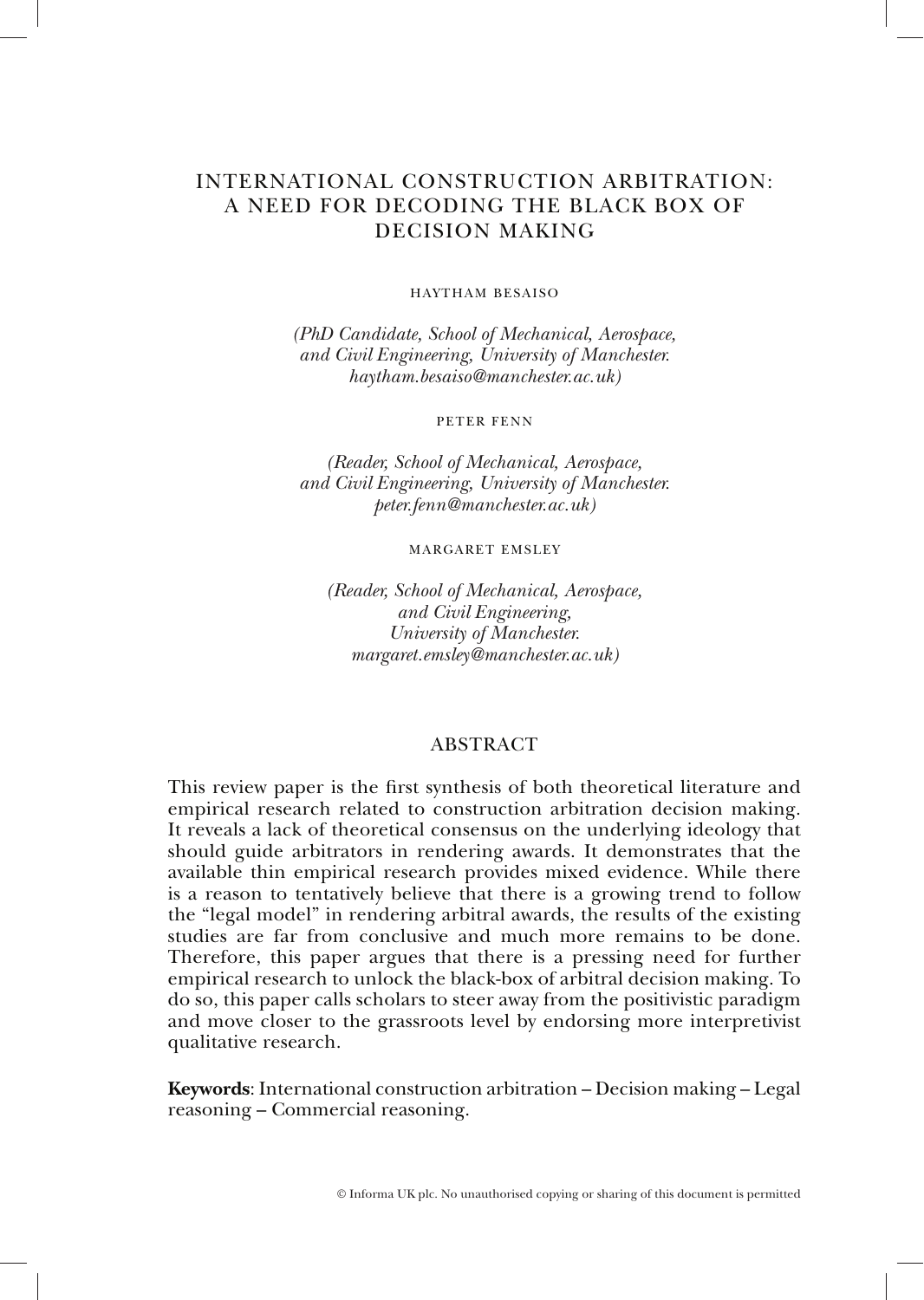# INTERNATIONAL CONSTRUCTION ARBITRATION: A NEED FOR DECODING THE BLACK BOX OF DECISION MAKING

HAYTHAM BESAISO

*(PhD Candidate, School of Mechanical, Aerospace, and Civil Engineering, University of Manchester. haytham.besaiso@manchester.ac.uk)*

PETER FENN

*(Reader, School of Mechanical, Aerospace, and Civil Engineering, University of Manchester. peter.fenn@manchester.ac.uk)*

MARGARET EMSLEY

*(Reader, School of Mechanical, Aerospace, and Civil Engineering, University of Manchester. margaret.emsley@manchester.ac.uk)*

## ABSTRACT

This review paper is the first synthesis of both theoretical literature and empirical research related to construction arbitration decision making. It reveals a lack of theoretical consensus on the underlying ideology that should guide arbitrators in rendering awards. It demonstrates that the available thin empirical research provides mixed evidence. While there is a reason to tentatively believe that there is a growing trend to follow the "legal model" in rendering arbitral awards, the results of the existing studies are far from conclusive and much more remains to be done. Therefore, this paper argues that there is a pressing need for further empirical research to unlock the black-box of arbitral decision making. To do so, this paper calls scholars to steer away from the positivistic paradigm and move closer to the grassroots level by endorsing more interpretivist qualitative research.

**Keywords**: International construction arbitration – Decision making – Legal reasoning – Commercial reasoning.

© Informa UK plc. No unauthorised copying or sharing of this document is permitted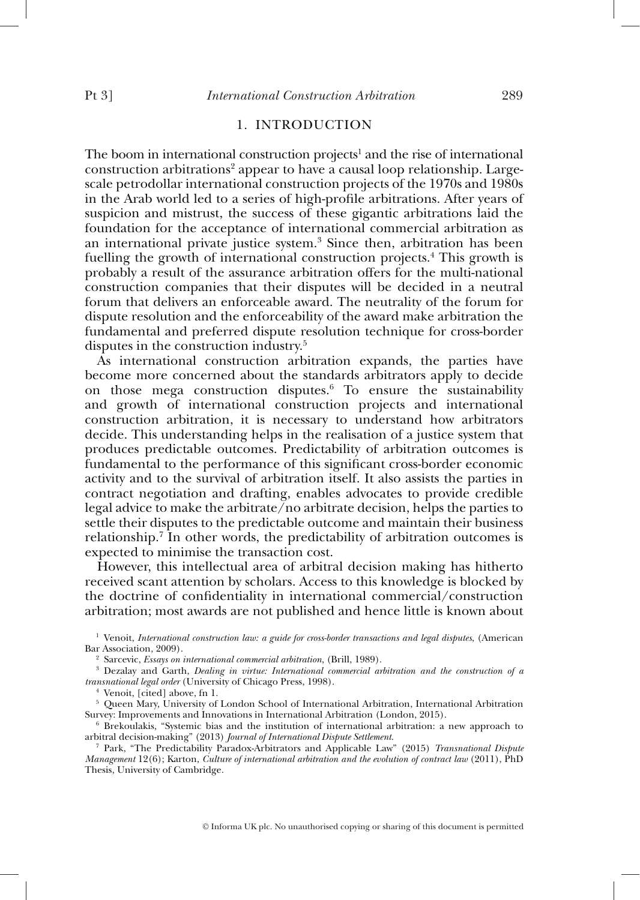## 1. INTRODUCTION

The boom in international construction projects[1] and the rise of international construction arbitrations[2] appear to have a causal loop relationship. Large-scale petrodollar international construction projects of the 1970s and 1980s in the Arab world led to a series of high-profile arbitrations. After years of suspicion and mistrust, the success of these gigantic arbitrations laid the foundation for the acceptance of international commercial arbitration as an international private justice system.[3] Since then, arbitration has been fuelling the growth of international construction projects.[4] This growth is probably a result of the assurance arbitration offers for the multi-national construction companies that their disputes will be decided in a neutral forum that delivers an enforceable award. The neutrality of the forum for dispute resolution and the enforceability of the award make arbitration the fundamental and preferred dispute resolution technique for cross-border disputes in the construction industry.[5]

As international construction arbitration expands, the parties have become more concerned about the standards arbitrators apply to decide on those mega construction disputes.[6] To ensure the sustainability and growth of international construction projects and international construction arbitration, it is necessary to understand how arbitrators decide. This understanding helps in the realisation of a justice system that produces predictable outcomes. Predictability of arbitration outcomes is fundamental to the performance of this significant cross-border economic activity and to the survival of arbitration itself. It also assists the parties in contract negotiation and drafting, enables advocates to provide credible legal advice to make the arbitrate/no arbitrate decision, helps the parties to settle their disputes to the predictable outcome and maintain their business relationship.[7] In other words, the predictability of arbitration outcomes is expected to minimise the transaction cost.

However, this intellectual area of arbitral decision making has hitherto received scant attention by scholars. Access to this knowledge is blocked by the doctrine of confidentiality in international commercial/construction arbitration; most awards are not published and hence little is known about

---

[1] Venoit, *International construction law: a guide for cross-border transactions and legal disputes*, (American Bar Association, 2009).

[2] Sarcevic, *Essays on international commercial arbitration*, (Brill, 1989).

[3] Dezalay and Garth, *Dealing in virtue: International commercial arbitration and the construction of a transnational legal order* (University of Chicago Press, 1998).

[4] Venoit, [cited] above, fn 1.

[5] Queen Mary, University of London School of International Arbitration, International Arbitration Survey: Improvements and Innovations in International Arbitration (London, 2015).

[6] Brekoulakis, "Systemic bias and the institution of international arbitration: a new approach to arbitral decision-making" (2013) *Journal of International Dispute Settlement*.

[7] Park, "The Predictability Paradox-Arbitrators and Applicable Law" (2015) *Transnational Dispute Management* 12(6); Karton, *Culture of international arbitration and the evolution of contract law* (2011), PhD Thesis, University of Cambridge.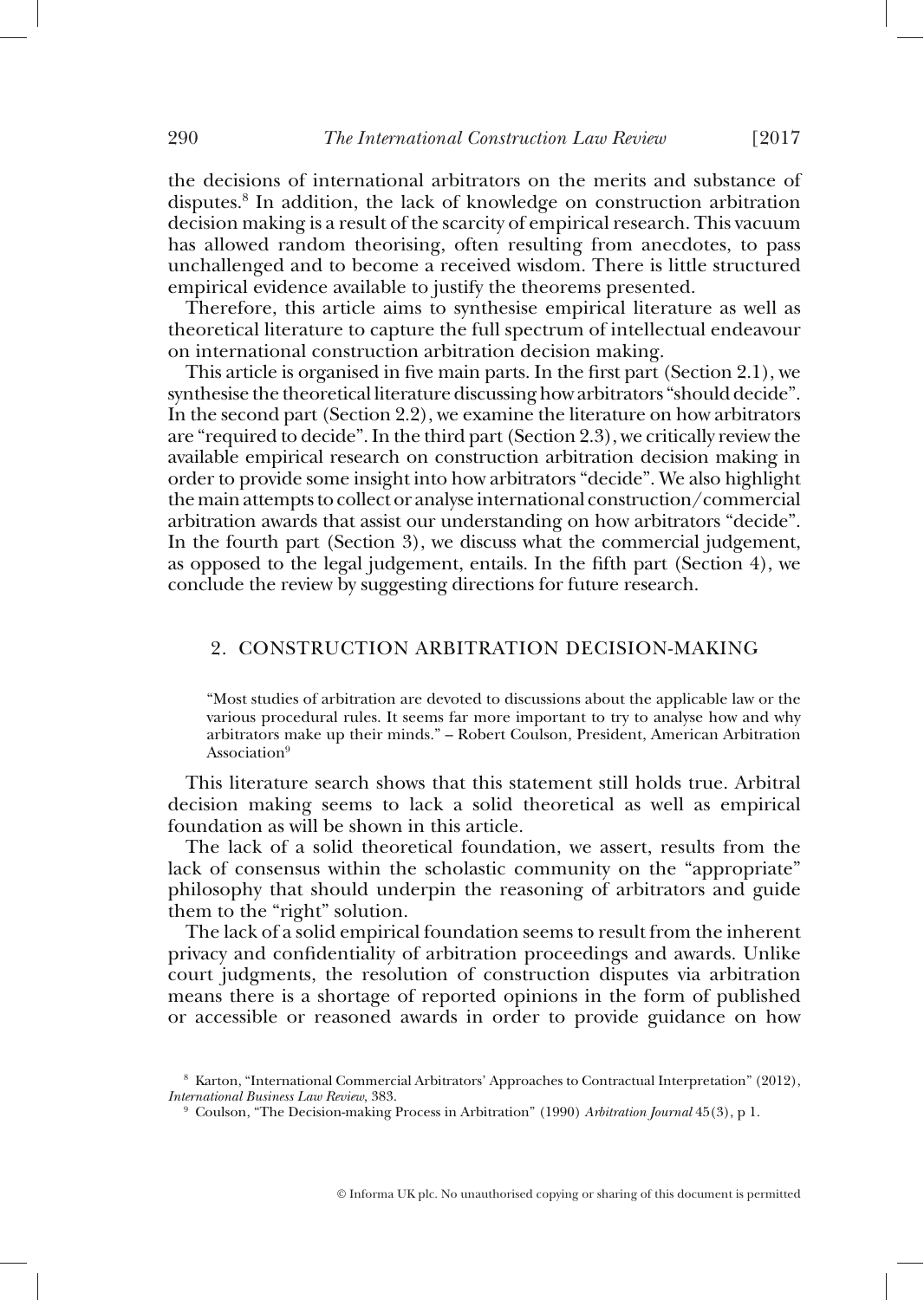the decisions of international arbitrators on the merits and substance of disputes.[8] In addition, the lack of knowledge on construction arbitration decision making is a result of the scarcity of empirical research. This vacuum has allowed random theorising, often resulting from anecdotes, to pass unchallenged and to become a received wisdom. There is little structured empirical evidence available to justify the theorems presented.

Therefore, this article aims to synthesise empirical literature as well as theoretical literature to capture the full spectrum of intellectual endeavour on international construction arbitration decision making.

This article is organised in five main parts. In the first part (Section 2.1), we synthesise the theoretical literature discussing how arbitrators "should decide". In the second part (Section 2.2), we examine the literature on how arbitrators are "required to decide". In the third part (Section 2.3), we critically review the available empirical research on construction arbitration decision making in order to provide some insight into how arbitrators "decide". We also highlight the main attempts to collect or analyse international construction/commercial arbitration awards that assist our understanding on how arbitrators "decide". In the fourth part (Section 3), we discuss what the commercial judgement, as opposed to the legal judgement, entails. In the fifth part (Section 4), we conclude the review by suggesting directions for future research.

## 2. CONSTRUCTION ARBITRATION DECISION-MAKING

> "Most studies of arbitration are devoted to discussions about the applicable law or the various procedural rules. It seems far more important to try to analyse how and why arbitrators make up their minds." – Robert Coulson, President, American Arbitration Association[9]

This literature search shows that this statement still holds true. Arbitral decision making seems to lack a solid theoretical as well as empirical foundation as will be shown in this article.

The lack of a solid theoretical foundation, we assert, results from the lack of consensus within the scholastic community on the "appropriate" philosophy that should underpin the reasoning of arbitrators and guide them to the "right" solution.

The lack of a solid empirical foundation seems to result from the inherent privacy and confidentiality of arbitration proceedings and awards. Unlike court judgments, the resolution of construction disputes via arbitration means there is a shortage of reported opinions in the form of published or accessible or reasoned awards in order to provide guidance on how

[8] Karton, "International Commercial Arbitrators' Approaches to Contractual Interpretation" (2012), *International Business Law Review*, 383.

[9] Coulson, "The Decision-making Process in Arbitration" (1990) *Arbitration Journal* 45(3), p 1.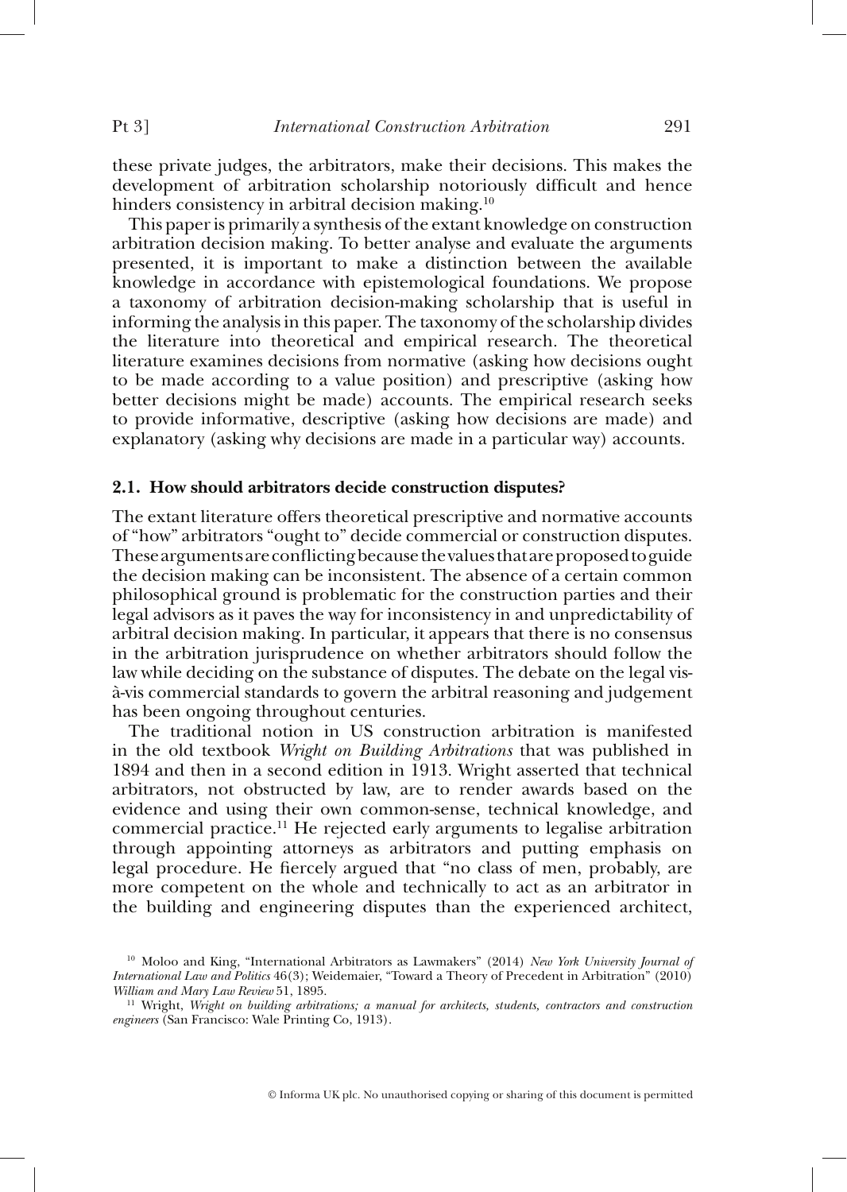these private judges, the arbitrators, make their decisions. This makes the development of arbitration scholarship notoriously difficult and hence hinders consistency in arbitral decision making.[10]

This paper is primarily a synthesis of the extant knowledge on construction arbitration decision making. To better analyse and evaluate the arguments presented, it is important to make a distinction between the available knowledge in accordance with epistemological foundations. We propose a taxonomy of arbitration decision-making scholarship that is useful in informing the analysis in this paper. The taxonomy of the scholarship divides the literature into theoretical and empirical research. The theoretical literature examines decisions from normative (asking how decisions ought to be made according to a value position) and prescriptive (asking how better decisions might be made) accounts. The empirical research seeks to provide informative, descriptive (asking how decisions are made) and explanatory (asking why decisions are made in a particular way) accounts.

### 2.1. How should arbitrators decide construction disputes?

The extant literature offers theoretical prescriptive and normative accounts of "how" arbitrators "ought to" decide commercial or construction disputes. These arguments are conflicting because the values that are proposed to guide the decision making can be inconsistent. The absence of a certain common philosophical ground is problematic for the construction parties and their legal advisors as it paves the way for inconsistency in and unpredictability of arbitral decision making. In particular, it appears that there is no consensus in the arbitration jurisprudence on whether arbitrators should follow the law while deciding on the substance of disputes. The debate on the legal vis-à-vis commercial standards to govern the arbitral reasoning and judgement has been ongoing throughout centuries.

The traditional notion in US construction arbitration is manifested in the old textbook *Wright on Building Arbitrations* that was published in 1894 and then in a second edition in 1913. Wright asserted that technical arbitrators, not obstructed by law, are to render awards based on the evidence and using their own common-sense, technical knowledge, and commercial practice.[11] He rejected early arguments to legalise arbitration through appointing attorneys as arbitrators and putting emphasis on legal procedure. He fiercely argued that "no class of men, probably, are more competent on the whole and technically to act as an arbitrator in the building and engineering disputes than the experienced architect,

---

[10] Moloo and King, "International Arbitrators as Lawmakers" (2014) *New York University Journal of International Law and Politics* 46(3); Weidemaier, "Toward a Theory of Precedent in Arbitration" (2010) *William and Mary Law Review* 51, 1895.

[11] Wright, *Wright on building arbitrations; a manual for architects, students, contractors and construction engineers* (San Francisco: Wale Printing Co, 1913).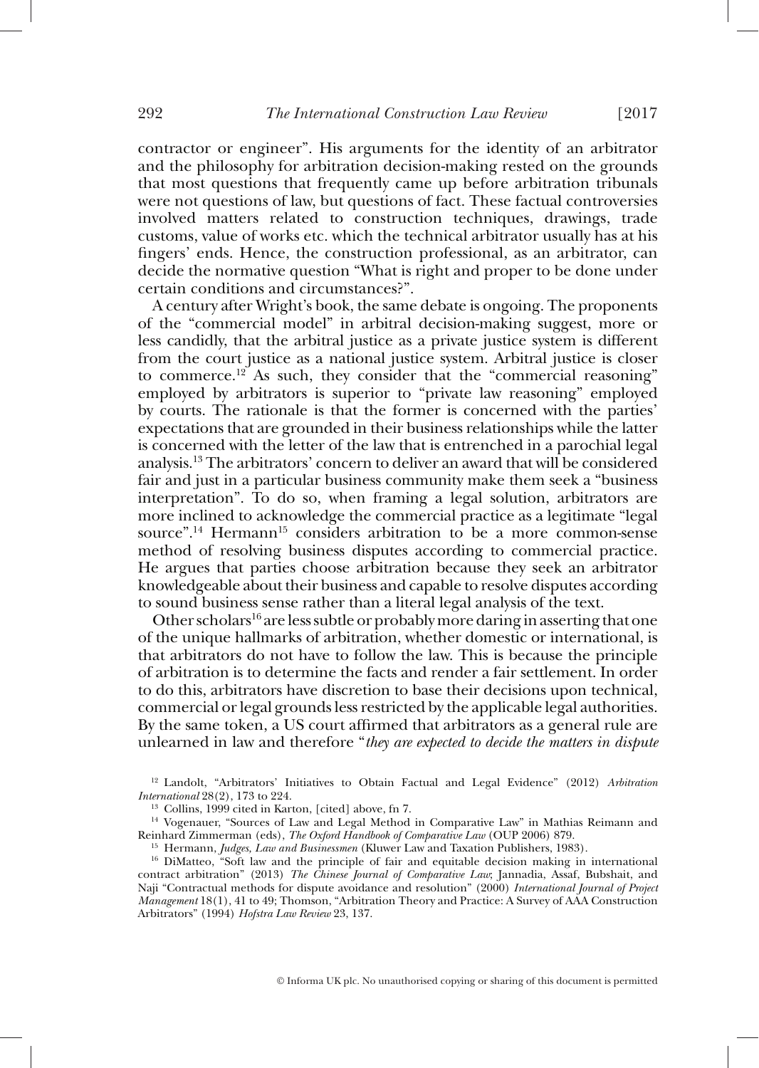contractor or engineer". His arguments for the identity of an arbitrator and the philosophy for arbitration decision-making rested on the grounds that most questions that frequently came up before arbitration tribunals were not questions of law, but questions of fact. These factual controversies involved matters related to construction techniques, drawings, trade customs, value of works etc. which the technical arbitrator usually has at his fingers' ends. Hence, the construction professional, as an arbitrator, can decide the normative question "What is right and proper to be done under certain conditions and circumstances?".

A century after Wright's book, the same debate is ongoing. The proponents of the "commercial model" in arbitral decision-making suggest, more or less candidly, that the arbitral justice as a private justice system is different from the court justice as a national justice system. Arbitral justice is closer to commerce.[12] As such, they consider that the "commercial reasoning" employed by arbitrators is superior to "private law reasoning" employed by courts. The rationale is that the former is concerned with the parties' expectations that are grounded in their business relationships while the latter is concerned with the letter of the law that is entrenched in a parochial legal analysis.[13] The arbitrators' concern to deliver an award that will be considered fair and just in a particular business community make them seek a "business interpretation". To do so, when framing a legal solution, arbitrators are more inclined to acknowledge the commercial practice as a legitimate "legal source".[14] Hermann[15] considers arbitration to be a more common-sense method of resolving business disputes according to commercial practice. He argues that parties choose arbitration because they seek an arbitrator knowledgeable about their business and capable to resolve disputes according to sound business sense rather than a literal legal analysis of the text.

Other scholars[16] are less subtle or probably more daring in asserting that one of the unique hallmarks of arbitration, whether domestic or international, is that arbitrators do not have to follow the law. This is because the principle of arbitration is to determine the facts and render a fair settlement. In order to do this, arbitrators have discretion to base their decisions upon technical, commercial or legal grounds less restricted by the applicable legal authorities. By the same token, a US court affirmed that arbitrators as a general rule are unlearned in law and therefore "*they are expected to decide the matters in dispute*

[12] Landolt, "Arbitrators' Initiatives to Obtain Factual and Legal Evidence" (2012) *Arbitration International* 28(2), 173 to 224.

[13] Collins, 1999 cited in Karton, [cited] above, fn 7.

[14] Vogenauer, "Sources of Law and Legal Method in Comparative Law" in Mathias Reimann and Reinhard Zimmerman (eds), *The Oxford Handbook of Comparative Law* (OUP 2006) 879.

[15] Hermann, *Judges, Law and Businessmen* (Kluwer Law and Taxation Publishers, 1983).

[16] DiMatteo, "Soft law and the principle of fair and equitable decision making in international contract arbitration" (2013) *The Chinese Journal of Comparative Law*; Jannadia, Assaf, Bubshait, and Naji "Contractual methods for dispute avoidance and resolution" (2000) *International Journal of Project Management* 18(1), 41 to 49; Thomson, "Arbitration Theory and Practice: A Survey of AAA Construction Arbitrators" (1994) *Hofstra Law Review* 23, 137.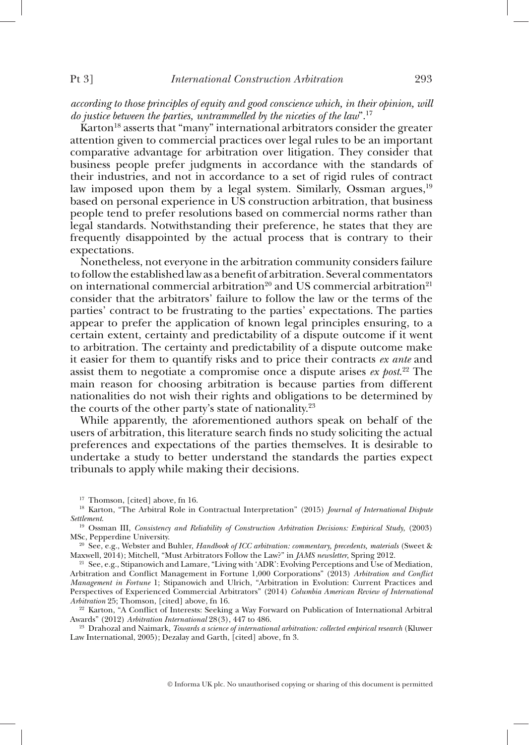*according to those principles of equity and good conscience which, in their opinion, will do justice between the parties, untrammelled by the niceties of the law*".[17]

Karton[18] asserts that "many" international arbitrators consider the greater attention given to commercial practices over legal rules to be an important comparative advantage for arbitration over litigation. They consider that business people prefer judgments in accordance with the standards of their industries, and not in accordance to a set of rigid rules of contract law imposed upon them by a legal system. Similarly, Ossman argues,[19] based on personal experience in US construction arbitration, that business people tend to prefer resolutions based on commercial norms rather than legal standards. Notwithstanding their preference, he states that they are frequently disappointed by the actual process that is contrary to their expectations.

Nonetheless, not everyone in the arbitration community considers failure to follow the established law as a benefit of arbitration. Several commentators on international commercial arbitration[20] and US commercial arbitration[21] consider that the arbitrators' failure to follow the law or the terms of the parties' contract to be frustrating to the parties' expectations. The parties appear to prefer the application of known legal principles ensuring, to a certain extent, certainty and predictability of a dispute outcome if it went to arbitration. The certainty and predictability of a dispute outcome make it easier for them to quantify risks and to price their contracts *ex ante* and assist them to negotiate a compromise once a dispute arises *ex post*.[22] The main reason for choosing arbitration is because parties from different nationalities do not wish their rights and obligations to be determined by the courts of the other party's state of nationality.[23]

While apparently, the aforementioned authors speak on behalf of the users of arbitration, this literature search finds no study soliciting the actual preferences and expectations of the parties themselves. It is desirable to undertake a study to better understand the standards the parties expect tribunals to apply while making their decisions.

---

[17] Thomson, [cited] above, fn 16.

[18] Karton, "The Arbitral Role in Contractual Interpretation" (2015) *Journal of International Dispute Settlement*.

[19] Ossman III, *Consistency and Reliability of Construction Arbitration Decisions: Empirical Study*, (2003) MSc, Pepperdine University.

[20] See, e.g., Webster and Buhler, *Handbook of ICC arbitration: commentary, precedents, materials* (Sweet & Maxwell, 2014); Mitchell, "Must Arbitrators Follow the Law?" in *JAMS newsletter*, Spring 2012.

[21] See, e.g., Stipanowich and Lamare, "Living with 'ADR': Evolving Perceptions and Use of Mediation, Arbitration and Conflict Management in Fortune 1,000 Corporations" (2013) *Arbitration and Conflict Management in Fortune* 1; Stipanowich and Ulrich, "Arbitration in Evolution: Current Practices and Perspectives of Experienced Commercial Arbitrators" (2014) *Columbia American Review of International Arbitration* 25; Thomson, [cited] above, fn 16.

[22] Karton, "A Conflict of Interests: Seeking a Way Forward on Publication of International Arbitral Awards" (2012) *Arbitration International* 28(3), 447 to 486.

[23] Drahozal and Naimark, *Towards a science of international arbitration: collected empirical research* (Kluwer Law International, 2005); Dezalay and Garth, [cited] above, fn 3.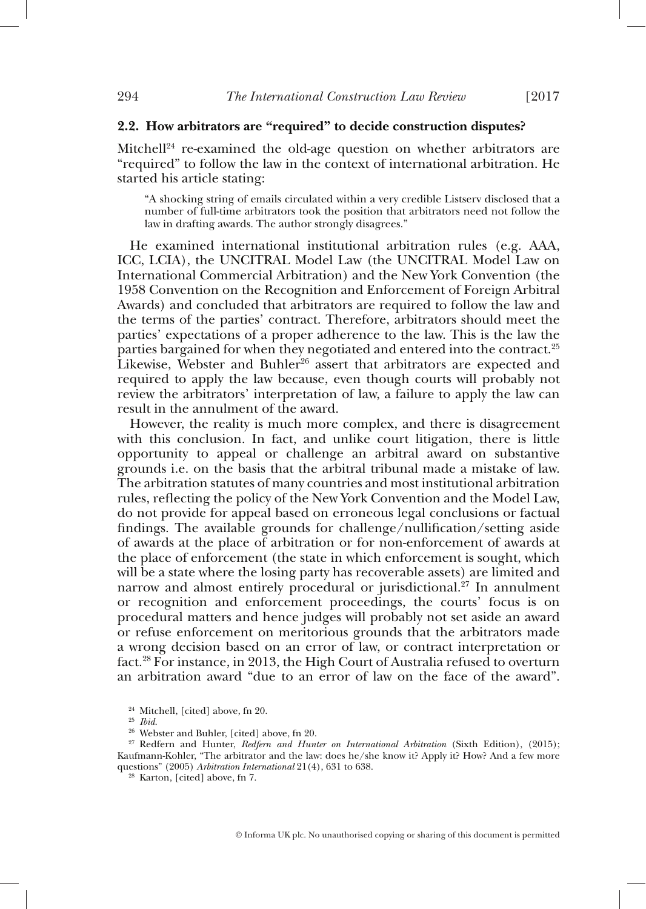### 2.2. How arbitrators are "required" to decide construction disputes?

Mitchell[24] re-examined the old-age question on whether arbitrators are "required" to follow the law in the context of international arbitration. He started his article stating:

> "A shocking string of emails circulated within a very credible Listserv disclosed that a number of full-time arbitrators took the position that arbitrators need not follow the law in drafting awards. The author strongly disagrees."

He examined international institutional arbitration rules (e.g. AAA, ICC, LCIA), the UNCITRAL Model Law (the UNCITRAL Model Law on International Commercial Arbitration) and the New York Convention (the 1958 Convention on the Recognition and Enforcement of Foreign Arbitral Awards) and concluded that arbitrators are required to follow the law and the terms of the parties' contract. Therefore, arbitrators should meet the parties' expectations of a proper adherence to the law. This is the law the parties bargained for when they negotiated and entered into the contract.[25] Likewise, Webster and Buhler[26] assert that arbitrators are expected and required to apply the law because, even though courts will probably not review the arbitrators' interpretation of law, a failure to apply the law can result in the annulment of the award.

However, the reality is much more complex, and there is disagreement with this conclusion. In fact, and unlike court litigation, there is little opportunity to appeal or challenge an arbitral award on substantive grounds i.e. on the basis that the arbitral tribunal made a mistake of law. The arbitration statutes of many countries and most institutional arbitration rules, reflecting the policy of the New York Convention and the Model Law, do not provide for appeal based on erroneous legal conclusions or factual findings. The available grounds for challenge/nullification/setting aside of awards at the place of arbitration or for non-enforcement of awards at the place of enforcement (the state in which enforcement is sought, which will be a state where the losing party has recoverable assets) are limited and narrow and almost entirely procedural or jurisdictional.[27] In annulment or recognition and enforcement proceedings, the courts' focus is on procedural matters and hence judges will probably not set aside an award or refuse enforcement on meritorious grounds that the arbitrators made a wrong decision based on an error of law, or contract interpretation or fact.[28] For instance, in 2013, the High Court of Australia refused to overturn an arbitration award "due to an error of law on the face of the award".

---

[24] Mitchell, [cited] above, fn 20.

[25] *Ibid.*

[26] Webster and Buhler, [cited] above, fn 20.

[27] Redfern and Hunter, *Redfern and Hunter on International Arbitration* (Sixth Edition), (2015); Kaufmann-Kohler, "The arbitrator and the law: does he/she know it? Apply it? How? And a few more questions" (2005) *Arbitration International* 21(4), 631 to 638.

[28] Karton, [cited] above, fn 7.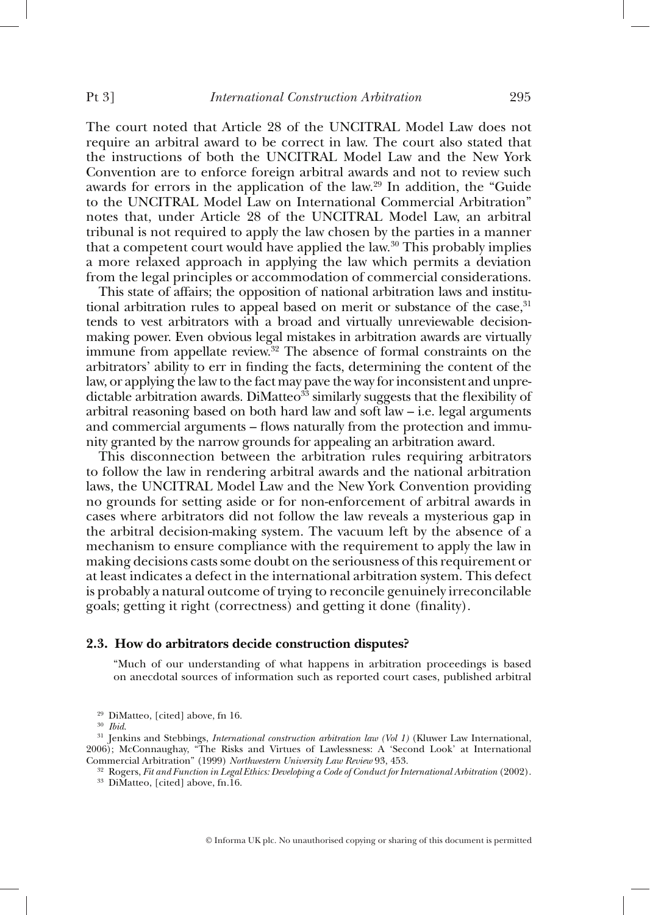The court noted that Article 28 of the UNCITRAL Model Law does not require an arbitral award to be correct in law. The court also stated that the instructions of both the UNCITRAL Model Law and the New York Convention are to enforce foreign arbitral awards and not to review such awards for errors in the application of the law.[29] In addition, the "Guide to the UNCITRAL Model Law on International Commercial Arbitration" notes that, under Article 28 of the UNCITRAL Model Law, an arbitral tribunal is not required to apply the law chosen by the parties in a manner that a competent court would have applied the law.[30] This probably implies a more relaxed approach in applying the law which permits a deviation from the legal principles or accommodation of commercial considerations.

This state of affairs; the opposition of national arbitration laws and institutional arbitration rules to appeal based on merit or substance of the case,[31] tends to vest arbitrators with a broad and virtually unreviewable decision-making power. Even obvious legal mistakes in arbitration awards are virtually immune from appellate review.[32] The absence of formal constraints on the arbitrators' ability to err in finding the facts, determining the content of the law, or applying the law to the fact may pave the way for inconsistent and unpredictable arbitration awards. DiMatteo[33] similarly suggests that the flexibility of arbitral reasoning based on both hard law and soft law – i.e. legal arguments and commercial arguments – flows naturally from the protection and immunity granted by the narrow grounds for appealing an arbitration award.

This disconnection between the arbitration rules requiring arbitrators to follow the law in rendering arbitral awards and the national arbitration laws, the UNCITRAL Model Law and the New York Convention providing no grounds for setting aside or for non-enforcement of arbitral awards in cases where arbitrators did not follow the law reveals a mysterious gap in the arbitral decision-making system. The vacuum left by the absence of a mechanism to ensure compliance with the requirement to apply the law in making decisions casts some doubt on the seriousness of this requirement or at least indicates a defect in the international arbitration system. This defect is probably a natural outcome of trying to reconcile genuinely irreconcilable goals; getting it right (correctness) and getting it done (finality).

### 2.3. How do arbitrators decide construction disputes?

> "Much of our understanding of what happens in arbitration proceedings is based on anecdotal sources of information such as reported court cases, published arbitral

[29] DiMatteo, [cited] above, fn 16.

[30] *Ibid.*

[31] Jenkins and Stebbings, *International construction arbitration law (Vol 1)* (Kluwer Law International, 2006); McConnaughay, "The Risks and Virtues of Lawlessness: A 'Second Look' at International Commercial Arbitration" (1999) *Northwestern University Law Review* 93, 453.

[32] Rogers, *Fit and Function in Legal Ethics: Developing a Code of Conduct for International Arbitration* (2002).

[33] DiMatteo, [cited] above, fn.16.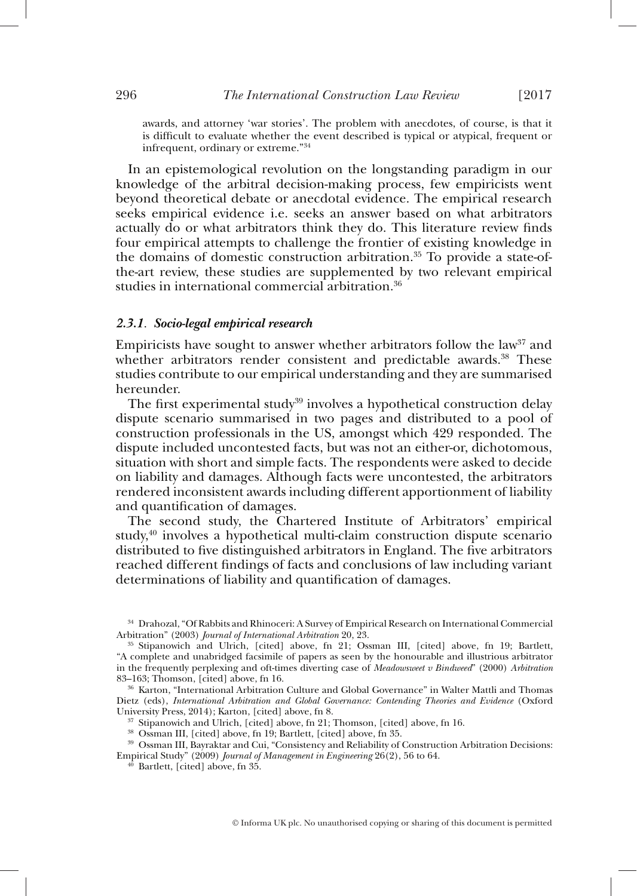awards, and attorney 'war stories'. The problem with anecdotes, of course, is that it is difficult to evaluate whether the event described is typical or atypical, frequent or infrequent, ordinary or extreme."[34]

In an epistemological revolution on the longstanding paradigm in our knowledge of the arbitral decision-making process, few empiricists went beyond theoretical debate or anecdotal evidence. The empirical research seeks empirical evidence i.e. seeks an answer based on what arbitrators actually do or what arbitrators think they do. This literature review finds four empirical attempts to challenge the frontier of existing knowledge in the domains of domestic construction arbitration.[35] To provide a state-of-the-art review, these studies are supplemented by two relevant empirical studies in international commercial arbitration.[36]

### *2.3.1. Socio-legal empirical research*

Empiricists have sought to answer whether arbitrators follow the law[37] and whether arbitrators render consistent and predictable awards.[38] These studies contribute to our empirical understanding and they are summarised hereunder.

The first experimental study[39] involves a hypothetical construction delay dispute scenario summarised in two pages and distributed to a pool of construction professionals in the US, amongst which 429 responded. The dispute included uncontested facts, but was not an either-or, dichotomous, situation with short and simple facts. The respondents were asked to decide on liability and damages. Although facts were uncontested, the arbitrators rendered inconsistent awards including different apportionment of liability and quantification of damages.

The second study, the Chartered Institute of Arbitrators' empirical study,[40] involves a hypothetical multi-claim construction dispute scenario distributed to five distinguished arbitrators in England. The five arbitrators reached different findings of facts and conclusions of law including variant determinations of liability and quantification of damages.

---

[34] Drahozal, "Of Rabbits and Rhinoceri: A Survey of Empirical Research on International Commercial Arbitration" (2003) *Journal of International Arbitration* 20, 23.

[35] Stipanowich and Ulrich, [cited] above, fn 21; Ossman III, [cited] above, fn 19; Bartlett, "A complete and unabridged facsimile of papers as seen by the honourable and illustrious arbitrator in the frequently perplexing and oft-times diverting case of *Meadowsweet v Bindweed*" (2000) *Arbitration* 83–163; Thomson, [cited] above, fn 16.

[36] Karton, "International Arbitration Culture and Global Governance" in Walter Mattli and Thomas Dietz (eds), *International Arbitration and Global Governance: Contending Theories and Evidence* (Oxford University Press, 2014); Karton, [cited] above, fn 8.

[37] Stipanowich and Ulrich, [cited] above, fn 21; Thomson, [cited] above, fn 16.

[38] Ossman III, [cited] above, fn 19; Bartlett, [cited] above, fn 35.

[39] Ossman III, Bayraktar and Cui, "Consistency and Reliability of Construction Arbitration Decisions: Empirical Study" (2009) *Journal of Management in Engineering* 26(2), 56 to 64.

[40] Bartlett, [cited] above, fn 35.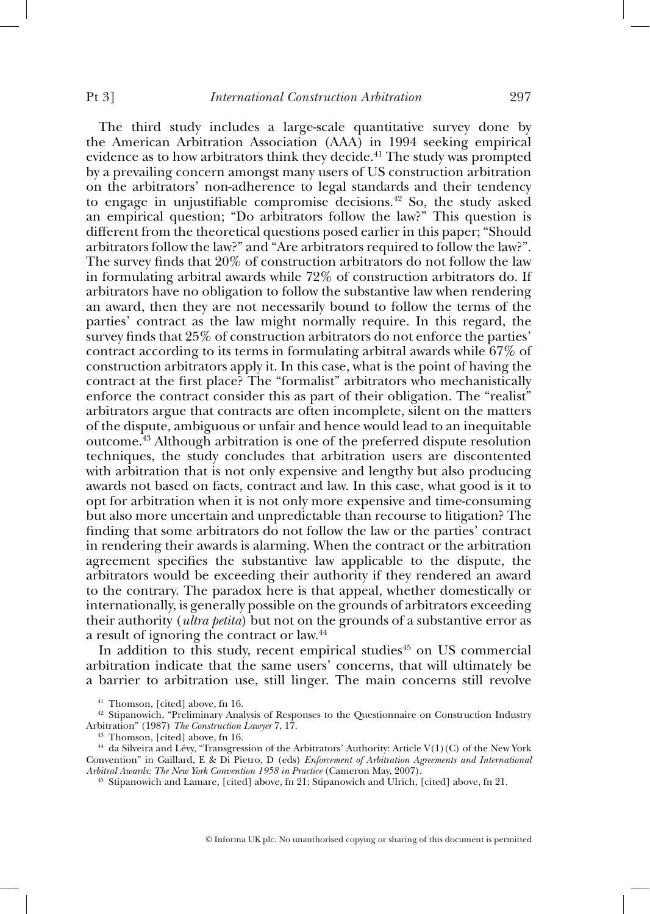The third study includes a large-scale quantitative survey done by the American Arbitration Association (AAA) in 1994 seeking empirical evidence as to how arbitrators think they decide.[41] The study was prompted by a prevailing concern amongst many users of US construction arbitration on the arbitrators' non-adherence to legal standards and their tendency to engage in unjustifiable compromise decisions.[42] So, the study asked an empirical question; "Do arbitrators follow the law?" This question is different from the theoretical questions posed earlier in this paper; "Should arbitrators follow the law?" and "Are arbitrators required to follow the law?". The survey finds that 20% of construction arbitrators do not follow the law in formulating arbitral awards while 72% of construction arbitrators do. If arbitrators have no obligation to follow the substantive law when rendering an award, then they are not necessarily bound to follow the terms of the parties' contract as the law might normally require. In this regard, the survey finds that 25% of construction arbitrators do not enforce the parties' contract according to its terms in formulating arbitral awards while 67% of construction arbitrators apply it. In this case, what is the point of having the contract at the first place? The "formalist" arbitrators who mechanistically enforce the contract consider this as part of their obligation. The "realist" arbitrators argue that contracts are often incomplete, silent on the matters of the dispute, ambiguous or unfair and hence would lead to an inequitable outcome.[43] Although arbitration is one of the preferred dispute resolution techniques, the study concludes that arbitration users are discontented with arbitration that is not only expensive and lengthy but also producing awards not based on facts, contract and law. In this case, what good is it to opt for arbitration when it is not only more expensive and time-consuming but also more uncertain and unpredictable than recourse to litigation? The finding that some arbitrators do not follow the law or the parties' contract in rendering their awards is alarming. When the contract or the arbitration agreement specifies the substantive law applicable to the dispute, the arbitrators would be exceeding their authority if they rendered an award to the contrary. The paradox here is that appeal, whether domestically or internationally, is generally possible on the grounds of arbitrators exceeding their authority (*ultra petita*) but not on the grounds of a substantive error as a result of ignoring the contract or law.[44]

In addition to this study, recent empirical studies[45] on US commercial arbitration indicate that the same users' concerns, that will ultimately be a barrier to arbitration use, still linger. The main concerns still revolve

---

[41] Thomson, [cited] above, fn 16.

[42] Stipanowich, "Preliminary Analysis of Responses to the Questionnaire on Construction Industry Arbitration" (1987) *The Construction Lawyer* 7, 17.

[43] Thomson, [cited] above, fn 16.

[44] da Silveira and Lévy, "Transgression of the Arbitrators' Authority: Article V(1)(C) of the New York Convention" in Gaillard, E & Di Pietro, D (eds) *Enforcement of Arbitration Agreements and International Arbitral Awards: The New York Convention 1958 in Practice* (Cameron May, 2007).

[45] Stipanowich and Lamare, [cited] above, fn 21; Stipanowich and Ulrich, [cited] above, fn 21.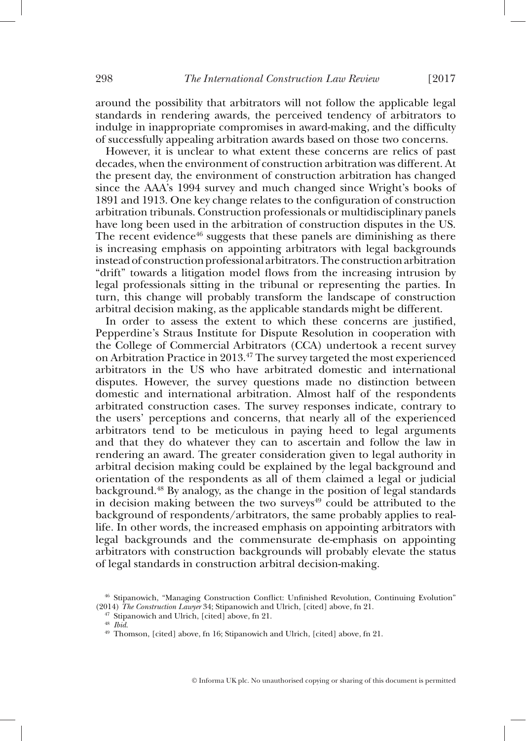around the possibility that arbitrators will not follow the applicable legal standards in rendering awards, the perceived tendency of arbitrators to indulge in inappropriate compromises in award-making, and the difficulty of successfully appealing arbitration awards based on those two concerns.

However, it is unclear to what extent these concerns are relics of past decades, when the environment of construction arbitration was different. At the present day, the environment of construction arbitration has changed since the AAA's 1994 survey and much changed since Wright's books of 1891 and 1913. One key change relates to the configuration of construction arbitration tribunals. Construction professionals or multidisciplinary panels have long been used in the arbitration of construction disputes in the US. The recent evidence[46] suggests that these panels are diminishing as there is increasing emphasis on appointing arbitrators with legal backgrounds instead of construction professional arbitrators. The construction arbitration "drift" towards a litigation model flows from the increasing intrusion by legal professionals sitting in the tribunal or representing the parties. In turn, this change will probably transform the landscape of construction arbitral decision making, as the applicable standards might be different.

In order to assess the extent to which these concerns are justified, Pepperdine's Straus Institute for Dispute Resolution in cooperation with the College of Commercial Arbitrators (CCA) undertook a recent survey on Arbitration Practice in 2013.[47] The survey targeted the most experienced arbitrators in the US who have arbitrated domestic and international disputes. However, the survey questions made no distinction between domestic and international arbitration. Almost half of the respondents arbitrated construction cases. The survey responses indicate, contrary to the users' perceptions and concerns, that nearly all of the experienced arbitrators tend to be meticulous in paying heed to legal arguments and that they do whatever they can to ascertain and follow the law in rendering an award. The greater consideration given to legal authority in arbitral decision making could be explained by the legal background and orientation of the respondents as all of them claimed a legal or judicial background.[48] By analogy, as the change in the position of legal standards in decision making between the two surveys[49] could be attributed to the background of respondents/arbitrators, the same probably applies to real-life. In other words, the increased emphasis on appointing arbitrators with legal backgrounds and the commensurate de-emphasis on appointing arbitrators with construction backgrounds will probably elevate the status of legal standards in construction arbitral decision-making.

[46] Stipanowich, "Managing Construction Conflict: Unfinished Revolution, Continuing Evolution" (2014) *The Construction Lawyer* 34; Stipanowich and Ulrich, [cited] above, fn 21.

[47] Stipanowich and Ulrich, [cited] above, fn 21.

[48] *Ibid*.

[49] Thomson, [cited] above, fn 16; Stipanowich and Ulrich, [cited] above, fn 21.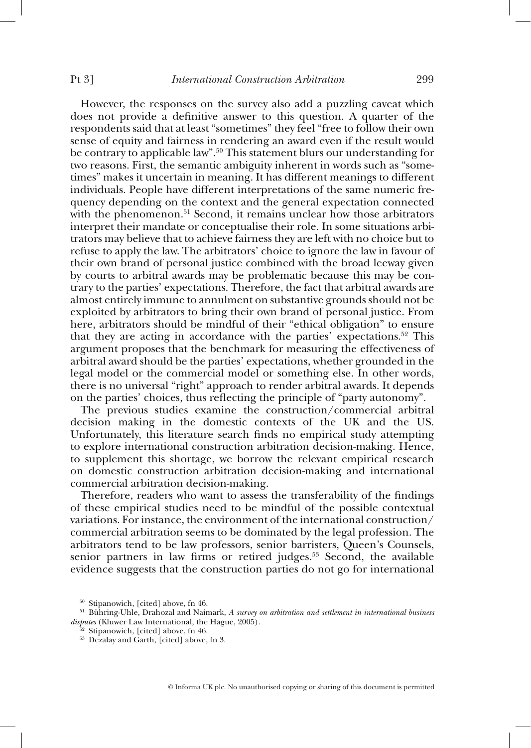However, the responses on the survey also add a puzzling caveat which does not provide a definitive answer to this question. A quarter of the respondents said that at least "sometimes" they feel "free to follow their own sense of equity and fairness in rendering an award even if the result would be contrary to applicable law".[50] This statement blurs our understanding for two reasons. First, the semantic ambiguity inherent in words such as "sometimes" makes it uncertain in meaning. It has different meanings to different individuals. People have different interpretations of the same numeric frequency depending on the context and the general expectation connected with the phenomenon.[51] Second, it remains unclear how those arbitrators interpret their mandate or conceptualise their role. In some situations arbitrators may believe that to achieve fairness they are left with no choice but to refuse to apply the law. The arbitrators' choice to ignore the law in favour of their own brand of personal justice combined with the broad leeway given by courts to arbitral awards may be problematic because this may be contrary to the parties' expectations. Therefore, the fact that arbitral awards are almost entirely immune to annulment on substantive grounds should not be exploited by arbitrators to bring their own brand of personal justice. From here, arbitrators should be mindful of their "ethical obligation" to ensure that they are acting in accordance with the parties' expectations.[52] This argument proposes that the benchmark for measuring the effectiveness of arbitral award should be the parties' expectations, whether grounded in the legal model or the commercial model or something else. In other words, there is no universal "right" approach to render arbitral awards. It depends on the parties' choices, thus reflecting the principle of "party autonomy".

The previous studies examine the construction/commercial arbitral decision making in the domestic contexts of the UK and the US. Unfortunately, this literature search finds no empirical study attempting to explore international construction arbitration decision-making. Hence, to supplement this shortage, we borrow the relevant empirical research on domestic construction arbitration decision-making and international commercial arbitration decision-making.

Therefore, readers who want to assess the transferability of the findings of these empirical studies need to be mindful of the possible contextual variations. For instance, the environment of the international construction/commercial arbitration seems to be dominated by the legal profession. The arbitrators tend to be law professors, senior barristers, Queen's Counsels, senior partners in law firms or retired judges.[53] Second, the available evidence suggests that the construction parties do not go for international

[50] Stipanowich, [cited] above, fn 46.

[51] Bühring-Uhle, Drahozal and Naimark, *A survey on arbitration and settlement in international business disputes* (Kluwer Law International, the Hague, 2005).

[52] Stipanowich, [cited] above, fn 46.

[53] Dezalay and Garth, [cited] above, fn 3.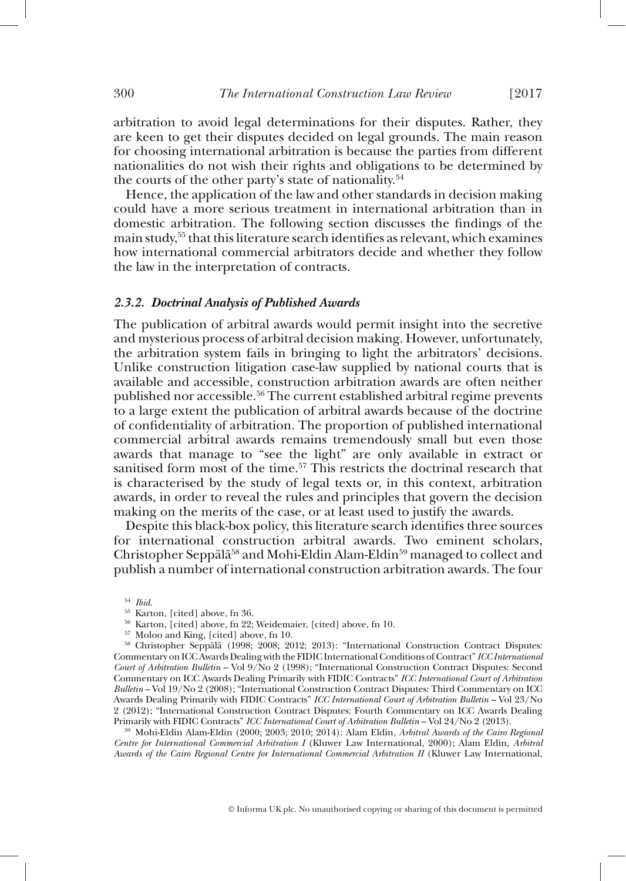arbitration to avoid legal determinations for their disputes. Rather, they are keen to get their disputes decided on legal grounds. The main reason for choosing international arbitration is because the parties from different nationalities do not wish their rights and obligations to be determined by the courts of the other party's state of nationality.[54]

Hence, the application of the law and other standards in decision making could have a more serious treatment in international arbitration than in domestic arbitration. The following section discusses the findings of the main study,[55] that this literature search identifies as relevant, which examines how international commercial arbitrators decide and whether they follow the law in the interpretation of contracts.

### *2.3.2. Doctrinal Analysis of Published Awards*

The publication of arbitral awards would permit insight into the secretive and mysterious process of arbitral decision making. However, unfortunately, the arbitration system fails in bringing to light the arbitrators' decisions. Unlike construction litigation case-law supplied by national courts that is available and accessible, construction arbitration awards are often neither published nor accessible.[56] The current established arbitral regime prevents to a large extent the publication of arbitral awards because of the doctrine of confidentiality of arbitration. The proportion of published international commercial arbitral awards remains tremendously small but even those awards that manage to "see the light" are only available in extract or sanitised form most of the time.[57] This restricts the doctrinal research that is characterised by the study of legal texts or, in this context, arbitration awards, in order to reveal the rules and principles that govern the decision making on the merits of the case, or at least used to justify the awards.

Despite this black-box policy, this literature search identifies three sources for international construction arbitral awards. Two eminent scholars, Christopher Seppälä[58] and Mohi-Eldin Alam-Eldin[59] managed to collect and publish a number of international construction arbitration awards. The four

---

[54] *Ibid.*

[55] Karton, [cited] above, fn 36.

[56] Karton, [cited] above, fn 22; Weidemaier, [cited] above, fn 10.

[57] Moloo and King, [cited] above, fn 10.

[58] Christopher Seppälä (1998; 2008; 2012; 2013): "International Construction Contract Disputes: Commentary on ICC Awards Dealing with the FIDIC International Conditions of Contract" *ICC International Court of Arbitration Bulletin* – Vol 9/No 2 (1998); "International Construction Contract Disputes: Second Commentary on ICC Awards Dealing Primarily with FIDIC Contracts" *ICC International Court of Arbitration Bulletin* – Vol 19/No 2 (2008); "International Construction Contract Disputes: Third Commentary on ICC Awards Dealing Primarily with FIDIC Contracts" *ICC International Court of Arbitration Bulletin* – Vol 23/No 2 (2012); "International Construction Contract Disputes: Fourth Commentary on ICC Awards Dealing Primarily with FIDIC Contracts" *ICC International Court of Arbitration Bulletin* – Vol 24/No 2 (2013).

[59] Mohi-Eldin Alam-Eldin (2000; 2003; 2010; 2014): Alam Eldin, *Arbitral Awards of the Cairo Regional Centre for International Commercial Arbitration I* (Kluwer Law International, 2000); Alam Eldin, *Arbitral Awards of the Cairo Regional Centre for International Commercial Arbitration II* (Kluwer Law International,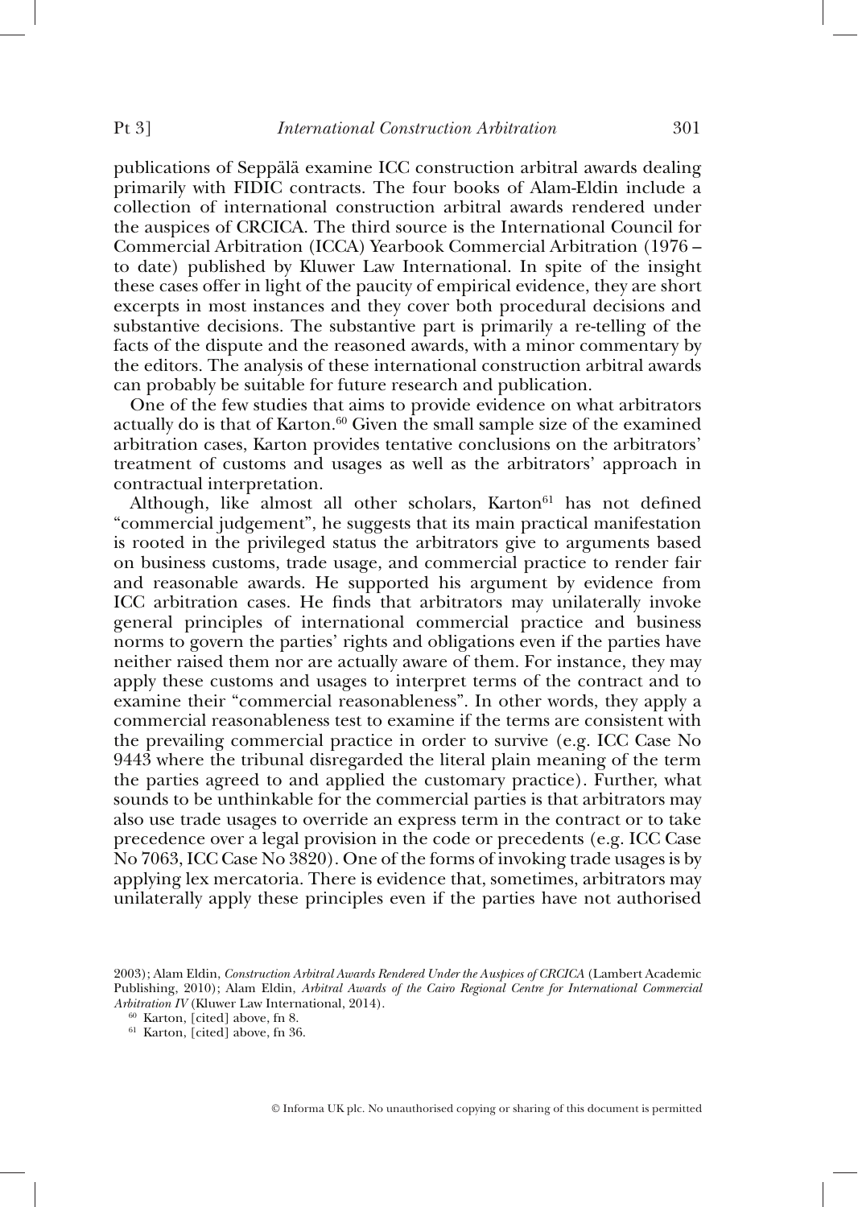publications of Seppälä examine ICC construction arbitral awards dealing primarily with FIDIC contracts. The four books of Alam-Eldin include a collection of international construction arbitral awards rendered under the auspices of CRCICA. The third source is the International Council for Commercial Arbitration (ICCA) Yearbook Commercial Arbitration (1976 – to date) published by Kluwer Law International. In spite of the insight these cases offer in light of the paucity of empirical evidence, they are short excerpts in most instances and they cover both procedural decisions and substantive decisions. The substantive part is primarily a re-telling of the facts of the dispute and the reasoned awards, with a minor commentary by the editors. The analysis of these international construction arbitral awards can probably be suitable for future research and publication.

One of the few studies that aims to provide evidence on what arbitrators actually do is that of Karton.[60] Given the small sample size of the examined arbitration cases, Karton provides tentative conclusions on the arbitrators' treatment of customs and usages as well as the arbitrators' approach in contractual interpretation.

Although, like almost all other scholars, Karton[61] has not defined "commercial judgement", he suggests that its main practical manifestation is rooted in the privileged status the arbitrators give to arguments based on business customs, trade usage, and commercial practice to render fair and reasonable awards. He supported his argument by evidence from ICC arbitration cases. He finds that arbitrators may unilaterally invoke general principles of international commercial practice and business norms to govern the parties' rights and obligations even if the parties have neither raised them nor are actually aware of them. For instance, they may apply these customs and usages to interpret terms of the contract and to examine their "commercial reasonableness". In other words, they apply a commercial reasonableness test to examine if the terms are consistent with the prevailing commercial practice in order to survive (e.g. ICC Case No 9443 where the tribunal disregarded the literal plain meaning of the term the parties agreed to and applied the customary practice). Further, what sounds to be unthinkable for the commercial parties is that arbitrators may also use trade usages to override an express term in the contract or to take precedence over a legal provision in the code or precedents (e.g. ICC Case No 7063, ICC Case No 3820). One of the forms of invoking trade usages is by applying lex mercatoria. There is evidence that, sometimes, arbitrators may unilaterally apply these principles even if the parties have not authorised

2003); Alam Eldin, *Construction Arbitral Awards Rendered Under the Auspices of CRCICA* (Lambert Academic Publishing, 2010); Alam Eldin, *Arbitral Awards of the Cairo Regional Centre for International Commercial Arbitration IV* (Kluwer Law International, 2014).

[60] Karton, [cited] above, fn 8.

[61] Karton, [cited] above, fn 36.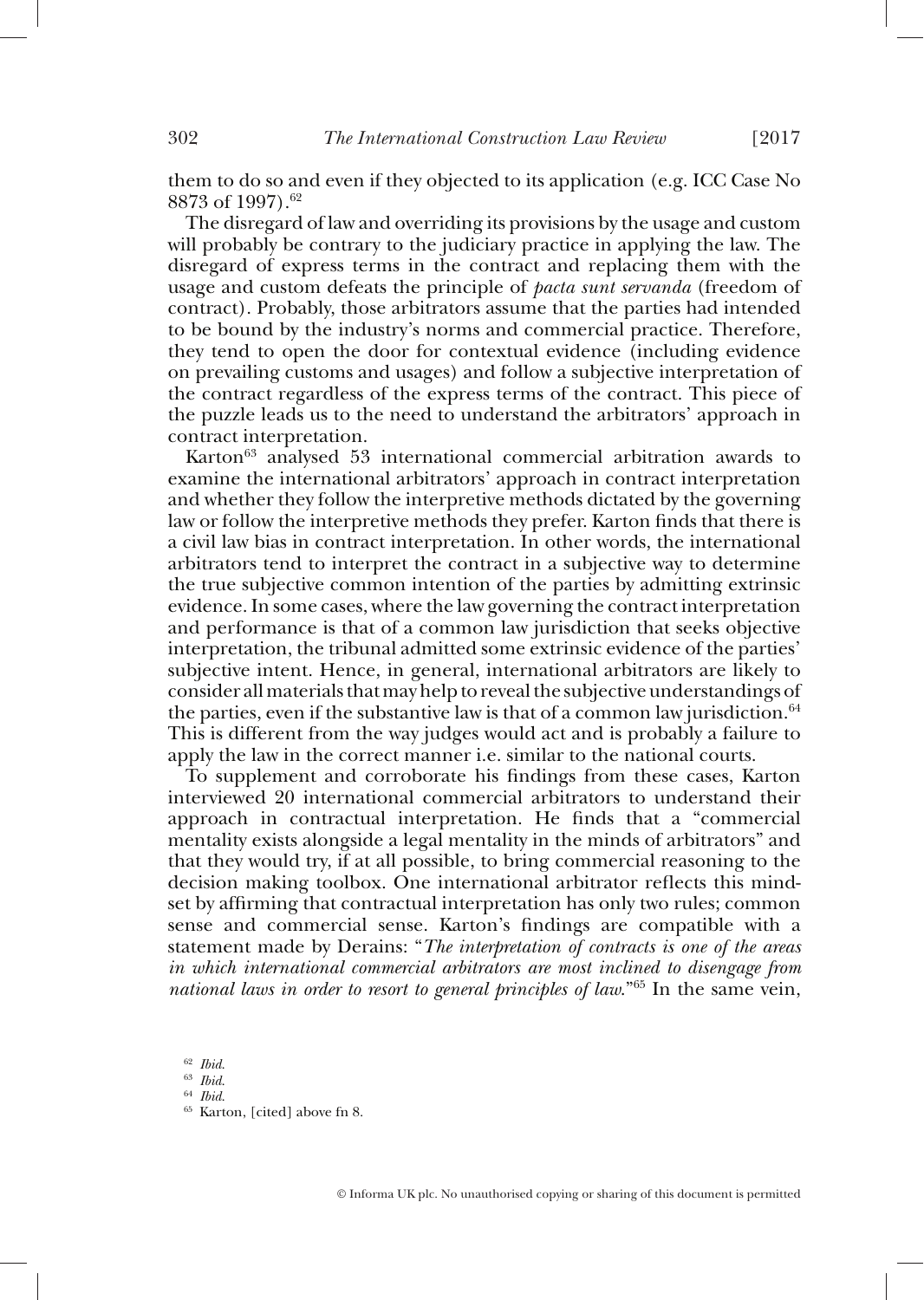them to do so and even if they objected to its application (e.g. ICC Case No 8873 of 1997).[62]

The disregard of law and overriding its provisions by the usage and custom will probably be contrary to the judiciary practice in applying the law. The disregard of express terms in the contract and replacing them with the usage and custom defeats the principle of *pacta sunt servanda* (freedom of contract). Probably, those arbitrators assume that the parties had intended to be bound by the industry's norms and commercial practice. Therefore, they tend to open the door for contextual evidence (including evidence on prevailing customs and usages) and follow a subjective interpretation of the contract regardless of the express terms of the contract. This piece of the puzzle leads us to the need to understand the arbitrators' approach in contract interpretation.

Karton[63] analysed 53 international commercial arbitration awards to examine the international arbitrators' approach in contract interpretation and whether they follow the interpretive methods dictated by the governing law or follow the interpretive methods they prefer. Karton finds that there is a civil law bias in contract interpretation. In other words, the international arbitrators tend to interpret the contract in a subjective way to determine the true subjective common intention of the parties by admitting extrinsic evidence. In some cases, where the law governing the contract interpretation and performance is that of a common law jurisdiction that seeks objective interpretation, the tribunal admitted some extrinsic evidence of the parties' subjective intent. Hence, in general, international arbitrators are likely to consider all materials that may help to reveal the subjective understandings of the parties, even if the substantive law is that of a common law jurisdiction.[64] This is different from the way judges would act and is probably a failure to apply the law in the correct manner i.e. similar to the national courts.

To supplement and corroborate his findings from these cases, Karton interviewed 20 international commercial arbitrators to understand their approach in contractual interpretation. He finds that a "commercial mentality exists alongside a legal mentality in the minds of arbitrators" and that they would try, if at all possible, to bring commercial reasoning to the decision making toolbox. One international arbitrator reflects this mind-set by affirming that contractual interpretation has only two rules; common sense and commercial sense. Karton's findings are compatible with a statement made by Derains: "*The interpretation of contracts is one of the areas in which international commercial arbitrators are most inclined to disengage from national laws in order to resort to general principles of law.*"[65] In the same vein,

[62] *Ibid.*
[63] *Ibid.*
[64] *Ibid.*
[65] Karton, [cited] above fn 8.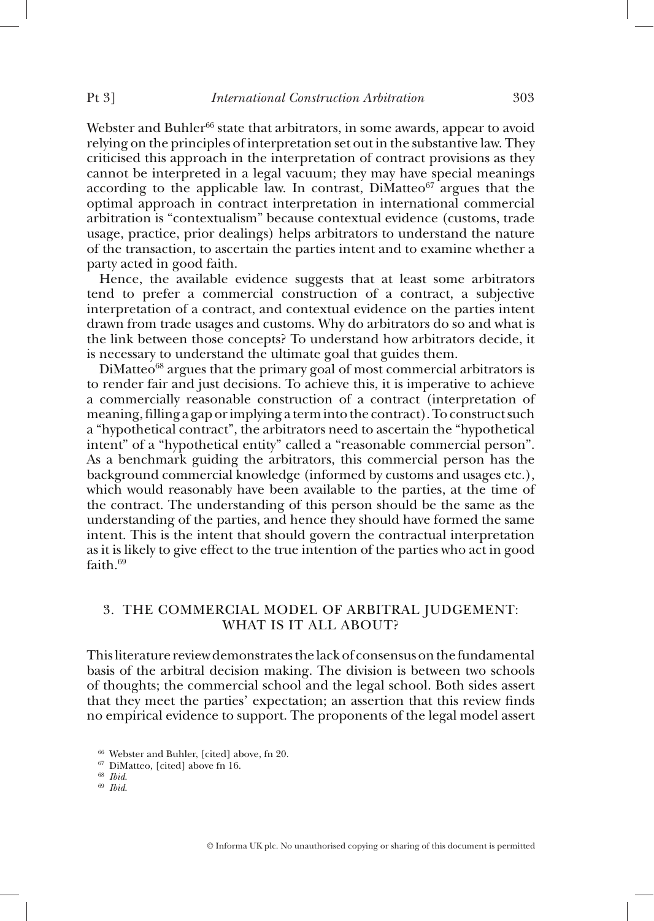Webster and Buhler[66] state that arbitrators, in some awards, appear to avoid relying on the principles of interpretation set out in the substantive law. They criticised this approach in the interpretation of contract provisions as they cannot be interpreted in a legal vacuum; they may have special meanings according to the applicable law. In contrast, DiMatteo[67] argues that the optimal approach in contract interpretation in international commercial arbitration is "contextualism" because contextual evidence (customs, trade usage, practice, prior dealings) helps arbitrators to understand the nature of the transaction, to ascertain the parties intent and to examine whether a party acted in good faith.

Hence, the available evidence suggests that at least some arbitrators tend to prefer a commercial construction of a contract, a subjective interpretation of a contract, and contextual evidence on the parties intent drawn from trade usages and customs. Why do arbitrators do so and what is the link between those concepts? To understand how arbitrators decide, it is necessary to understand the ultimate goal that guides them.

DiMatteo[68] argues that the primary goal of most commercial arbitrators is to render fair and just decisions. To achieve this, it is imperative to achieve a commercially reasonable construction of a contract (interpretation of meaning, filling a gap or implying a term into the contract). To construct such a "hypothetical contract", the arbitrators need to ascertain the "hypothetical intent" of a "hypothetical entity" called a "reasonable commercial person". As a benchmark guiding the arbitrators, this commercial person has the background commercial knowledge (informed by customs and usages etc.), which would reasonably have been available to the parties, at the time of the contract. The understanding of this person should be the same as the understanding of the parties, and hence they should have formed the same intent. This is the intent that should govern the contractual interpretation as it is likely to give effect to the true intention of the parties who act in good faith.[69]

## 3. THE COMMERCIAL MODEL OF ARBITRAL JUDGEMENT: WHAT IS IT ALL ABOUT?

This literature review demonstrates the lack of consensus on the fundamental basis of the arbitral decision making. The division is between two schools of thoughts; the commercial school and the legal school. Both sides assert that they meet the parties' expectation; an assertion that this review finds no empirical evidence to support. The proponents of the legal model assert

---

[66] Webster and Buhler, [cited] above, fn 20.

[67] DiMatteo, [cited] above fn 16.

[68] *Ibid.*

[69] *Ibid.*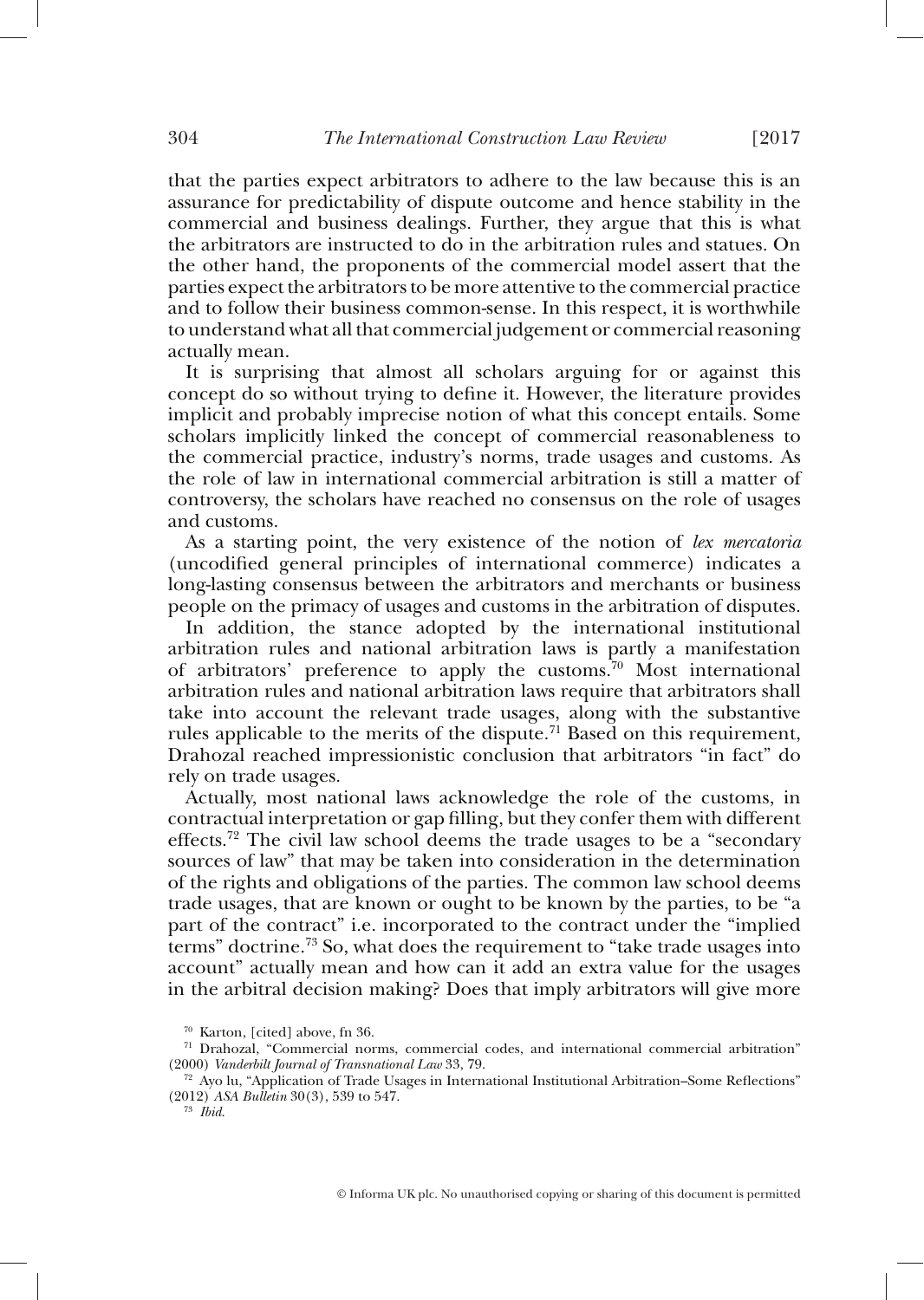that the parties expect arbitrators to adhere to the law because this is an assurance for predictability of dispute outcome and hence stability in the commercial and business dealings. Further, they argue that this is what the arbitrators are instructed to do in the arbitration rules and statues. On the other hand, the proponents of the commercial model assert that the parties expect the arbitrators to be more attentive to the commercial practice and to follow their business common-sense. In this respect, it is worthwhile to understand what all that commercial judgement or commercial reasoning actually mean.

It is surprising that almost all scholars arguing for or against this concept do so without trying to define it. However, the literature provides implicit and probably imprecise notion of what this concept entails. Some scholars implicitly linked the concept of commercial reasonableness to the commercial practice, industry's norms, trade usages and customs. As the role of law in international commercial arbitration is still a matter of controversy, the scholars have reached no consensus on the role of usages and customs.

As a starting point, the very existence of the notion of *lex mercatoria* (uncodified general principles of international commerce) indicates a long-lasting consensus between the arbitrators and merchants or business people on the primacy of usages and customs in the arbitration of disputes.

In addition, the stance adopted by the international institutional arbitration rules and national arbitration laws is partly a manifestation of arbitrators' preference to apply the customs.[70] Most international arbitration rules and national arbitration laws require that arbitrators shall take into account the relevant trade usages, along with the substantive rules applicable to the merits of the dispute.[71] Based on this requirement, Drahozal reached impressionistic conclusion that arbitrators "in fact" do rely on trade usages.

Actually, most national laws acknowledge the role of the customs, in contractual interpretation or gap filling, but they confer them with different effects.[72] The civil law school deems the trade usages to be a "secondary sources of law" that may be taken into consideration in the determination of the rights and obligations of the parties. The common law school deems trade usages, that are known or ought to be known by the parties, to be "a part of the contract" i.e. incorporated to the contract under the "implied terms" doctrine.[73] So, what does the requirement to "take trade usages into account" actually mean and how can it add an extra value for the usages in the arbitral decision making? Does that imply arbitrators will give more

---

[70] Karton, [cited] above, fn 36.

[71] Drahozal, "Commercial norms, commercial codes, and international commercial arbitration" (2000) *Vanderbilt Journal of Transnational Law* 33, 79.

[72] Ayo lu, "Application of Trade Usages in International Institutional Arbitration–Some Reflections" (2012) *ASA Bulletin* 30(3), 539 to 547.

[73] *Ibid.*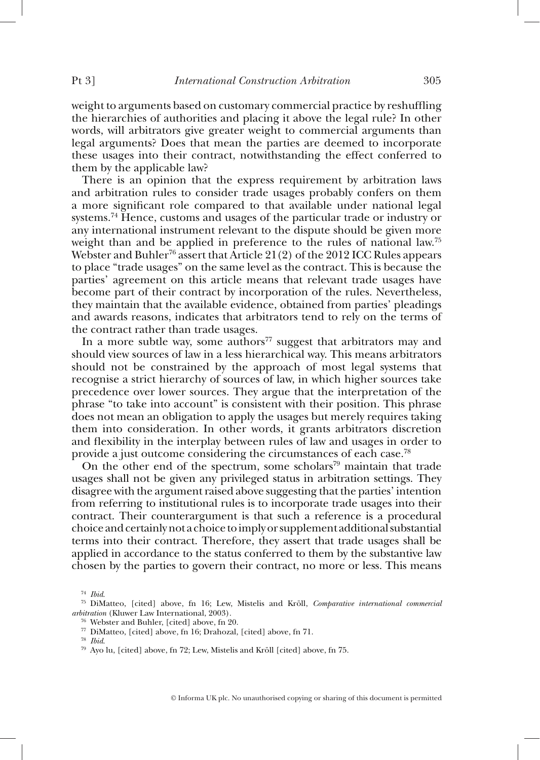weight to arguments based on customary commercial practice by reshuffling the hierarchies of authorities and placing it above the legal rule? In other words, will arbitrators give greater weight to commercial arguments than legal arguments? Does that mean the parties are deemed to incorporate these usages into their contract, notwithstanding the effect conferred to them by the applicable law?

There is an opinion that the express requirement by arbitration laws and arbitration rules to consider trade usages probably confers on them a more significant role compared to that available under national legal systems.[74] Hence, customs and usages of the particular trade or industry or any international instrument relevant to the dispute should be given more weight than and be applied in preference to the rules of national law.[75] Webster and Buhler[76] assert that Article 21(2) of the 2012 ICC Rules appears to place "trade usages" on the same level as the contract. This is because the parties' agreement on this article means that relevant trade usages have become part of their contract by incorporation of the rules. Nevertheless, they maintain that the available evidence, obtained from parties' pleadings and awards reasons, indicates that arbitrators tend to rely on the terms of the contract rather than trade usages.

In a more subtle way, some authors[77] suggest that arbitrators may and should view sources of law in a less hierarchical way. This means arbitrators should not be constrained by the approach of most legal systems that recognise a strict hierarchy of sources of law, in which higher sources take precedence over lower sources. They argue that the interpretation of the phrase "to take into account" is consistent with their position. This phrase does not mean an obligation to apply the usages but merely requires taking them into consideration. In other words, it grants arbitrators discretion and flexibility in the interplay between rules of law and usages in order to provide a just outcome considering the circumstances of each case.[78]

On the other end of the spectrum, some scholars[79] maintain that trade usages shall not be given any privileged status in arbitration settings. They disagree with the argument raised above suggesting that the parties' intention from referring to institutional rules is to incorporate trade usages into their contract. Their counterargument is that such a reference is a procedural choice and certainly not a choice to imply or supplement additional substantial terms into their contract. Therefore, they assert that trade usages shall be applied in accordance to the status conferred to them by the substantive law chosen by the parties to govern their contract, no more or less. This means

---

[74] *Ibid.*

[75] DiMatteo, [cited] above, fn 16; Lew, Mistelis and Kröll, *Comparative international commercial arbitration* (Kluwer Law International, 2003).

[76] Webster and Buhler, [cited] above, fn 20.

[77] DiMatteo, [cited] above, fn 16; Drahozal, [cited] above, fn 71.

[78] *Ibid.*

[79] Ayo lu, [cited] above, fn 72; Lew, Mistelis and Kröll [cited] above, fn 75.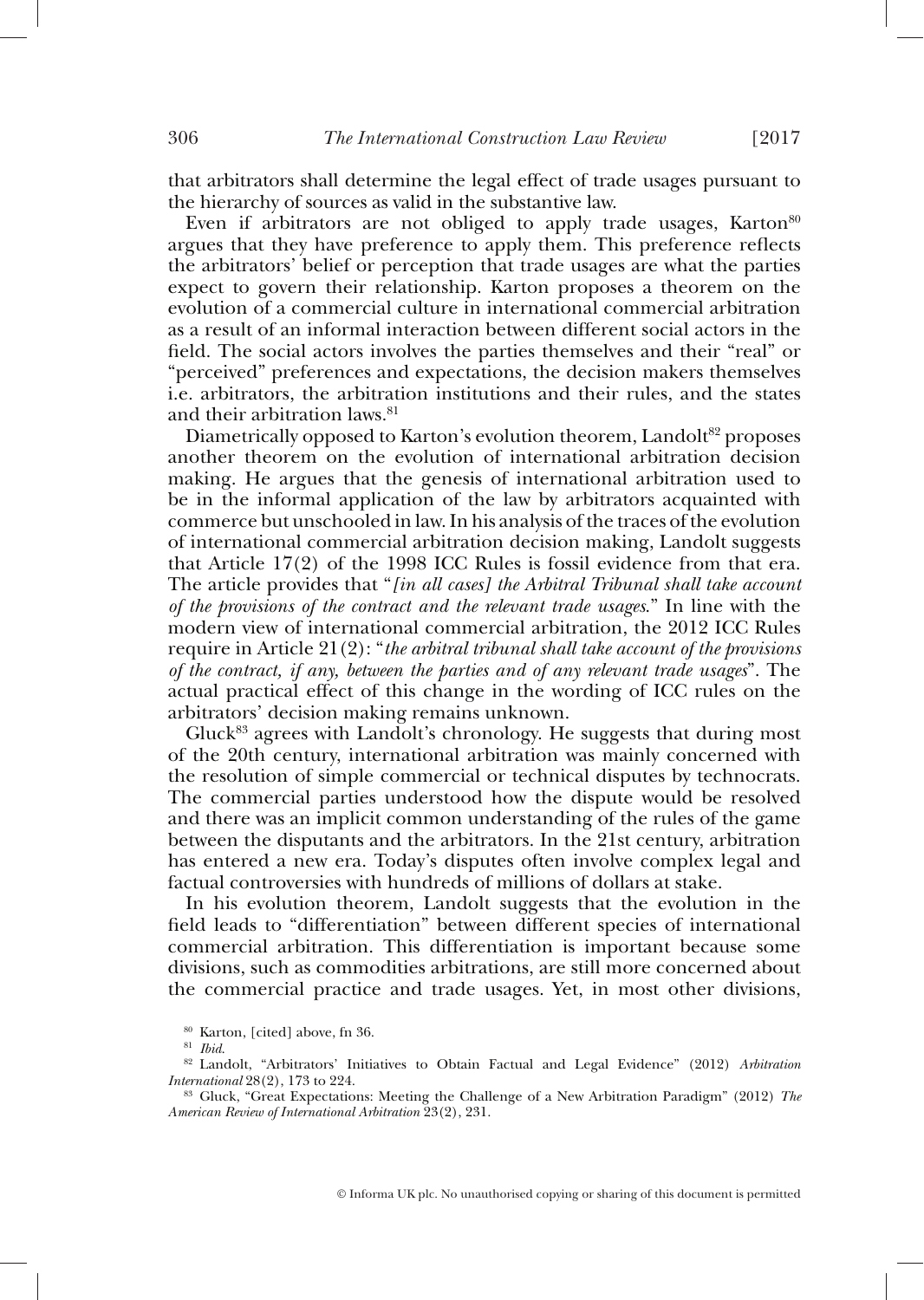that arbitrators shall determine the legal effect of trade usages pursuant to the hierarchy of sources as valid in the substantive law.

Even if arbitrators are not obliged to apply trade usages, Karton[80] argues that they have preference to apply them. This preference reflects the arbitrators' belief or perception that trade usages are what the parties expect to govern their relationship. Karton proposes a theorem on the evolution of a commercial culture in international commercial arbitration as a result of an informal interaction between different social actors in the field. The social actors involves the parties themselves and their "real" or "perceived" preferences and expectations, the decision makers themselves i.e. arbitrators, the arbitration institutions and their rules, and the states and their arbitration laws.[81]

Diametrically opposed to Karton's evolution theorem, Landolt[82] proposes another theorem on the evolution of international arbitration decision making. He argues that the genesis of international arbitration used to be in the informal application of the law by arbitrators acquainted with commerce but unschooled in law. In his analysis of the traces of the evolution of international commercial arbitration decision making, Landolt suggests that Article 17(2) of the 1998 ICC Rules is fossil evidence from that era. The article provides that "*[in all cases] the Arbitral Tribunal shall take account of the provisions of the contract and the relevant trade usages*." In line with the modern view of international commercial arbitration, the 2012 ICC Rules require in Article 21(2): "*the arbitral tribunal shall take account of the provisions of the contract, if any, between the parties and of any relevant trade usages*". The actual practical effect of this change in the wording of ICC rules on the arbitrators' decision making remains unknown.

Gluck[83] agrees with Landolt's chronology. He suggests that during most of the 20th century, international arbitration was mainly concerned with the resolution of simple commercial or technical disputes by technocrats. The commercial parties understood how the dispute would be resolved and there was an implicit common understanding of the rules of the game between the disputants and the arbitrators. In the 21st century, arbitration has entered a new era. Today's disputes often involve complex legal and factual controversies with hundreds of millions of dollars at stake.

In his evolution theorem, Landolt suggests that the evolution in the field leads to "differentiation" between different species of international commercial arbitration. This differentiation is important because some divisions, such as commodities arbitrations, are still more concerned about the commercial practice and trade usages. Yet, in most other divisions,

---

[80] Karton, [cited] above, fn 36.

[81] *Ibid.*

[82] Landolt, "Arbitrators' Initiatives to Obtain Factual and Legal Evidence" (2012) *Arbitration International* 28(2), 173 to 224.

[83] Gluck, "Great Expectations: Meeting the Challenge of a New Arbitration Paradigm" (2012) *The American Review of International Arbitration* 23(2), 231.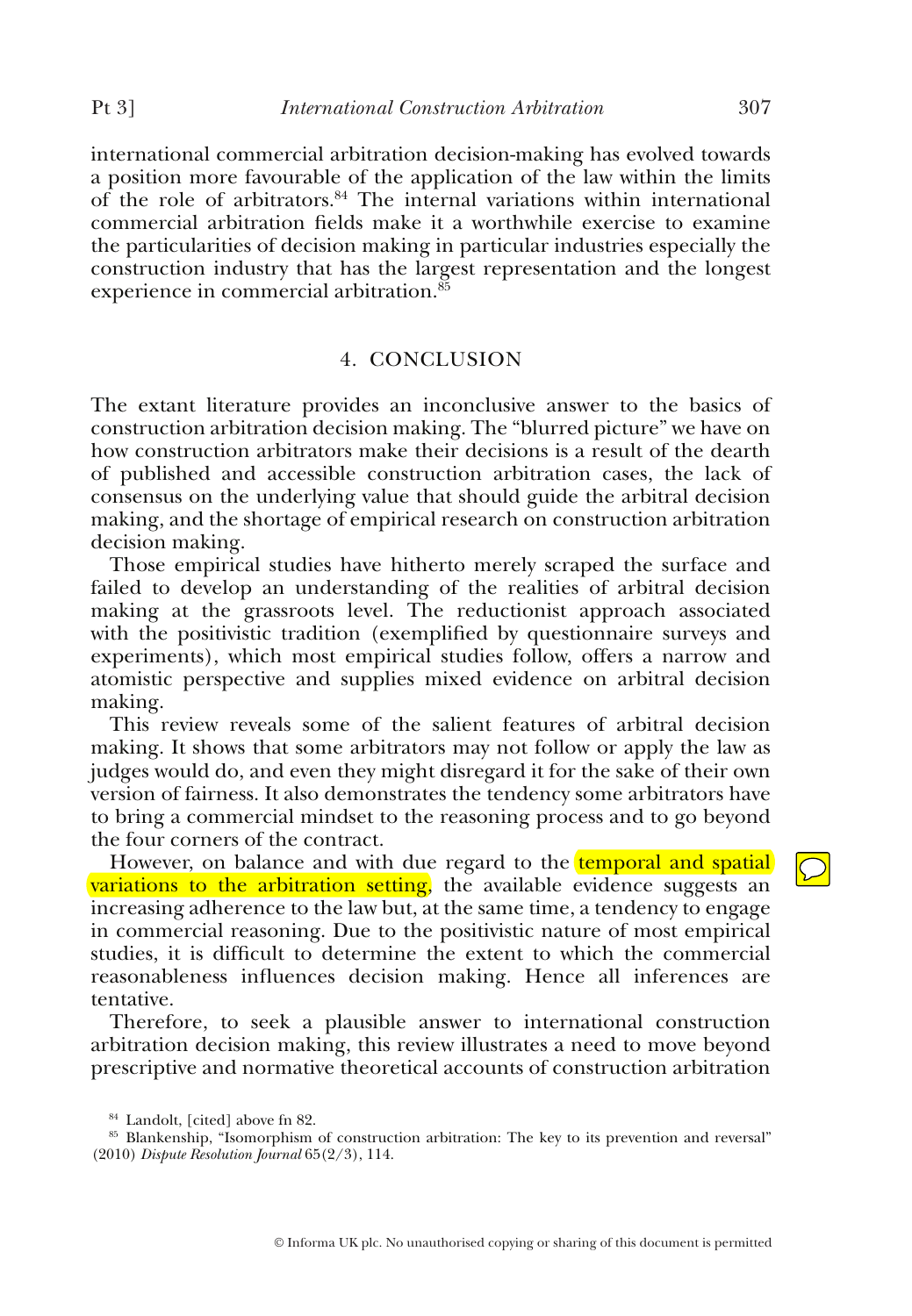international commercial arbitration decision-making has evolved towards a position more favourable of the application of the law within the limits of the role of arbitrators.[84] The internal variations within international commercial arbitration fields make it a worthwhile exercise to examine the particularities of decision making in particular industries especially the construction industry that has the largest representation and the longest experience in commercial arbitration.[85]

## 4. CONCLUSION

The extant literature provides an inconclusive answer to the basics of construction arbitration decision making. The "blurred picture" we have on how construction arbitrators make their decisions is a result of the dearth of published and accessible construction arbitration cases, the lack of consensus on the underlying value that should guide the arbitral decision making, and the shortage of empirical research on construction arbitration decision making.

Those empirical studies have hitherto merely scraped the surface and failed to develop an understanding of the realities of arbitral decision making at the grassroots level. The reductionist approach associated with the positivistic tradition (exemplified by questionnaire surveys and experiments), which most empirical studies follow, offers a narrow and atomistic perspective and supplies mixed evidence on arbitral decision making.

This review reveals some of the salient features of arbitral decision making. It shows that some arbitrators may not follow or apply the law as judges would do, and even they might disregard it for the sake of their own version of fairness. It also demonstrates the tendency some arbitrators have to bring a commercial mindset to the reasoning process and to go beyond the four corners of the contract.

However, on balance and with due regard to the temporal and spatial variations to the arbitration setting, the available evidence suggests an increasing adherence to the law but, at the same time, a tendency to engage in commercial reasoning. Due to the positivistic nature of most empirical studies, it is difficult to determine the extent to which the commercial reasonableness influences decision making. Hence all inferences are tentative.

Therefore, to seek a plausible answer to international construction arbitration decision making, this review illustrates a need to move beyond prescriptive and normative theoretical accounts of construction arbitration

---

[84] Landolt, [cited] above fn 82.

[85] Blankenship, "Isomorphism of construction arbitration: The key to its prevention and reversal" (2010) *Dispute Resolution Journal* 65(2/3), 114.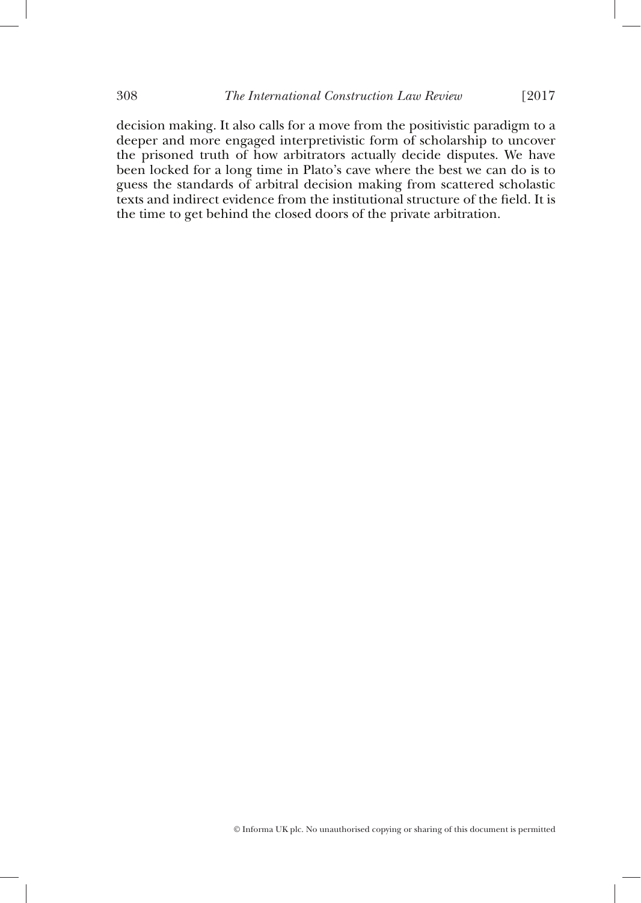decision making. It also calls for a move from the positivistic paradigm to a deeper and more engaged interpretivistic form of scholarship to uncover the prisoned truth of how arbitrators actually decide disputes. We have been locked for a long time in Plato's cave where the best we can do is to guess the standards of arbitral decision making from scattered scholastic texts and indirect evidence from the institutional structure of the field. It is the time to get behind the closed doors of the private arbitration.